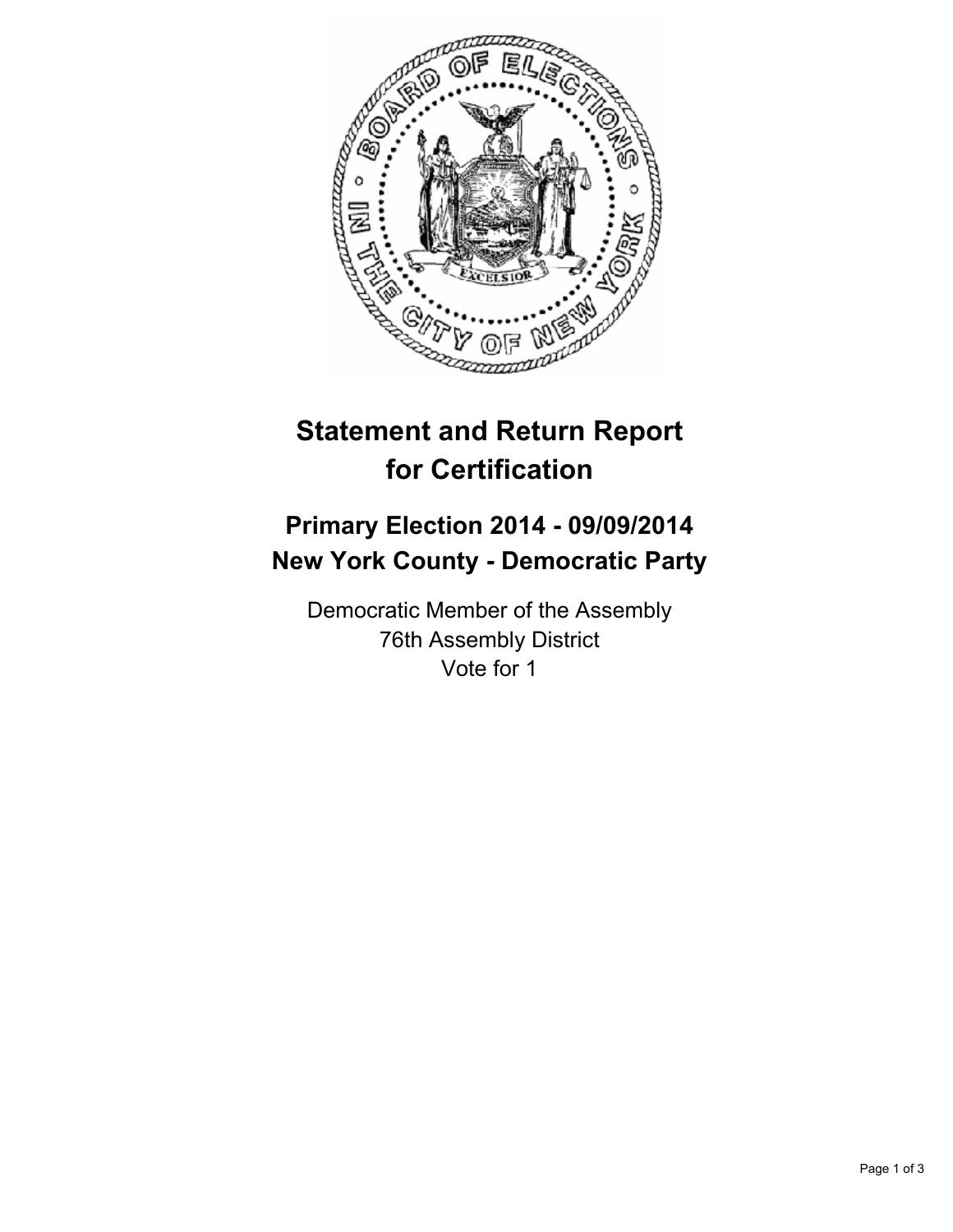# Statement and Return Report for Certification

## Primary Election 2014 - 09/09/2014
## New York County - Democratic Party

Democratic Member of the Assembly
76th Assembly District
Vote for 1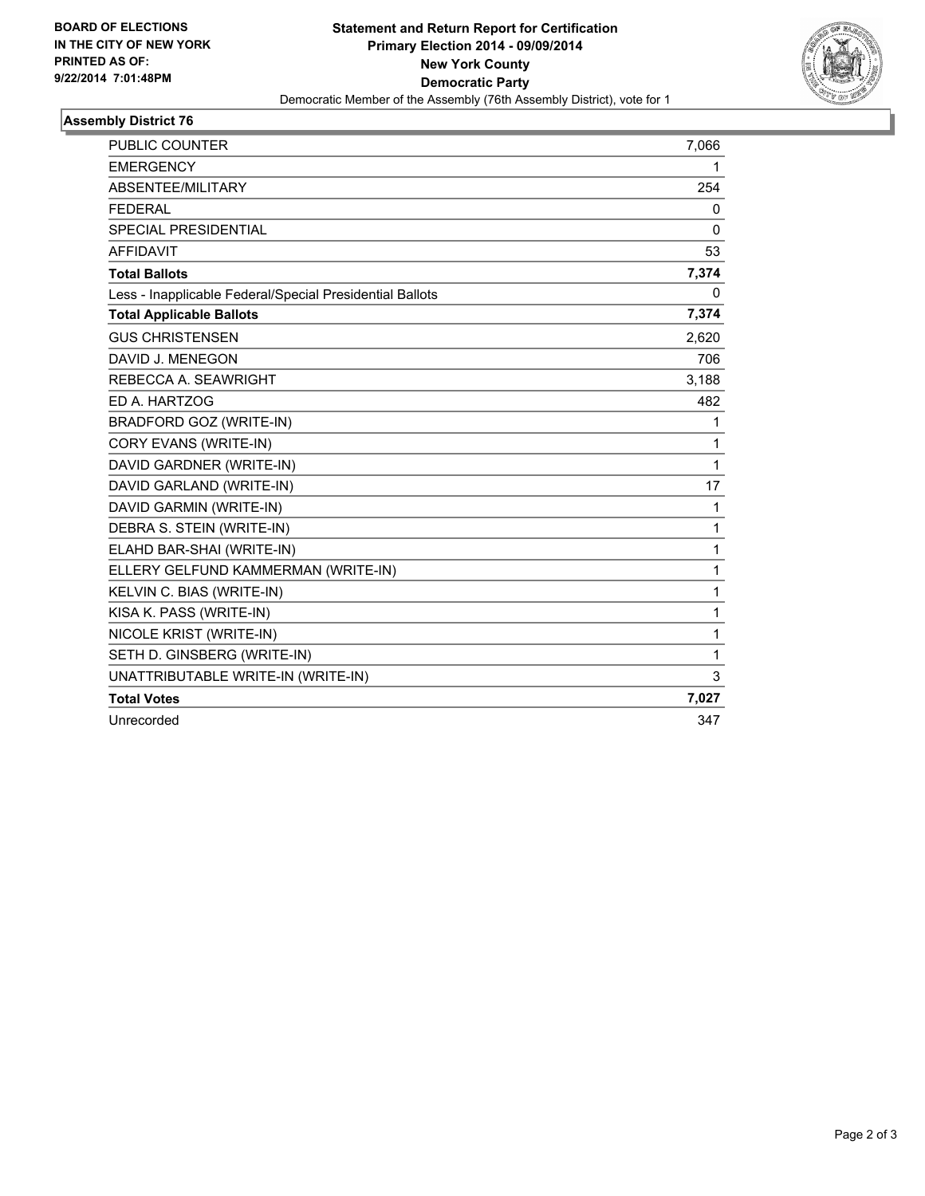**BOARD OF ELECTIONS IN THE CITY OF NEW YORK PRINTED AS OF: 9/22/2014 7:01:48PM**

# Statement and Return Report for Certification
## Primary Election 2014 - 09/09/2014
## New York County
## Democratic Party

Democratic Member of the Assembly (76th Assembly District), vote for 1

### Assembly District 76

| | |
|---|---|
| PUBLIC COUNTER | 7,066 |
| EMERGENCY | 1 |
| ABSENTEE/MILITARY | 254 |
| FEDERAL | 0 |
| SPECIAL PRESIDENTIAL | 0 |
| AFFIDAVIT | 53 |
| **Total Ballots** | **7,374** |
| Less - Inapplicable Federal/Special Presidential Ballots | 0 |
| **Total Applicable Ballots** | **7,374** |
| GUS CHRISTENSEN | 2,620 |
| DAVID J. MENEGON | 706 |
| REBECCA A. SEAWRIGHT | 3,188 |
| ED A. HARTZOG | 482 |
| BRADFORD GOZ (WRITE-IN) | 1 |
| CORY EVANS (WRITE-IN) | 1 |
| DAVID GARDNER (WRITE-IN) | 1 |
| DAVID GARLAND (WRITE-IN) | 17 |
| DAVID GARMIN (WRITE-IN) | 1 |
| DEBRA S. STEIN (WRITE-IN) | 1 |
| ELAHD BAR-SHAI (WRITE-IN) | 1 |
| ELLERY GELFUND KAMMERMAN (WRITE-IN) | 1 |
| KELVIN C. BIAS (WRITE-IN) | 1 |
| KISA K. PASS (WRITE-IN) | 1 |
| NICOLE KRIST (WRITE-IN) | 1 |
| SETH D. GINSBERG (WRITE-IN) | 1 |
| UNATTRIBUTABLE WRITE-IN (WRITE-IN) | 3 |
| **Total Votes** | **7,027** |
| Unrecorded | 347 |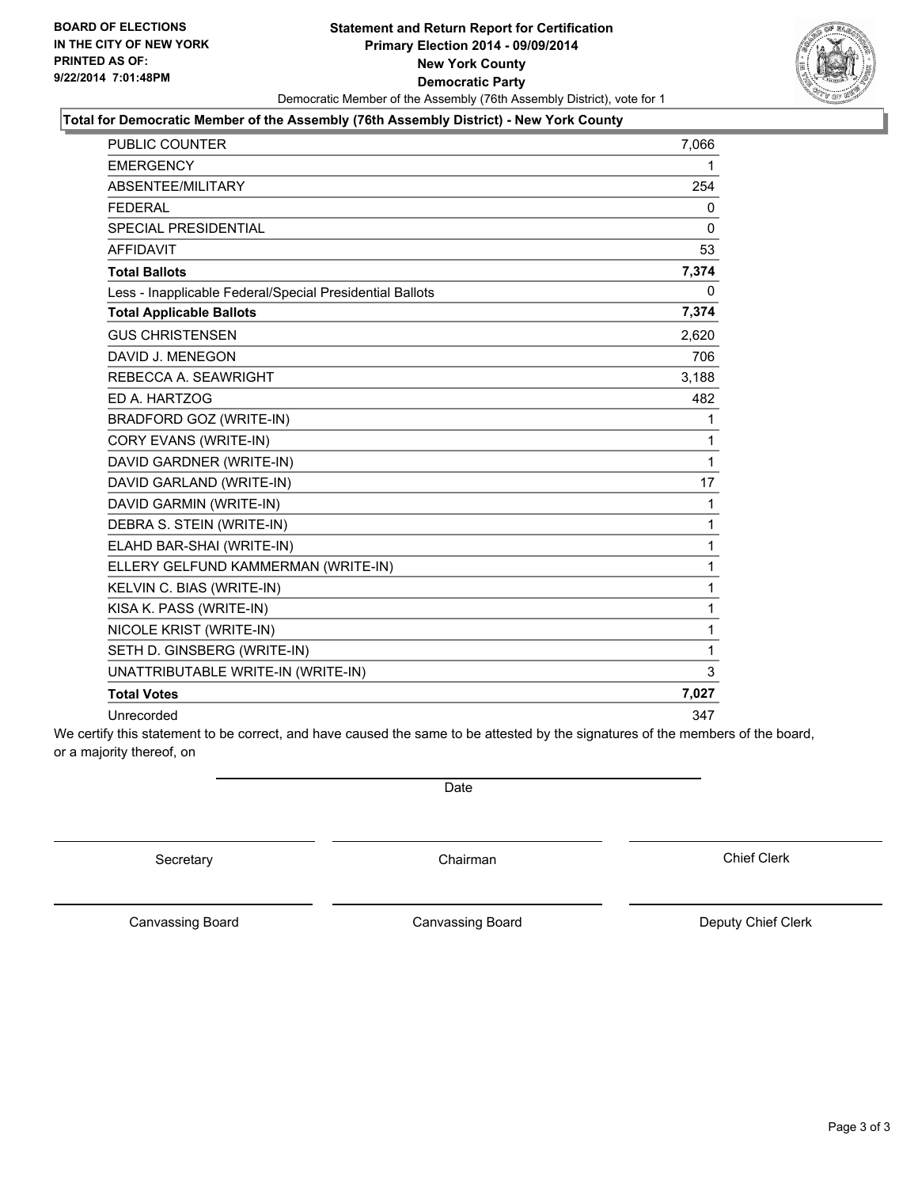**BOARD OF ELECTIONS IN THE CITY OF NEW YORK PRINTED AS OF: 9/22/2014 7:01:48PM**

# Statement and Return Report for Certification
## Primary Election 2014 - 09/09/2014
## New York County
## Democratic Party

Democratic Member of the Assembly (76th Assembly District), vote for 1

### Total for Democratic Member of the Assembly (76th Assembly District) - New York County

| | |
|---|---|
| PUBLIC COUNTER | 7,066 |
| EMERGENCY | 1 |
| ABSENTEE/MILITARY | 254 |
| FEDERAL | 0 |
| SPECIAL PRESIDENTIAL | 0 |
| AFFIDAVIT | 53 |
| **Total Ballots** | **7,374** |
| Less - Inapplicable Federal/Special Presidential Ballots | 0 |
| **Total Applicable Ballots** | **7,374** |
| GUS CHRISTENSEN | 2,620 |
| DAVID J. MENEGON | 706 |
| REBECCA A. SEAWRIGHT | 3,188 |
| ED A. HARTZOG | 482 |
| BRADFORD GOZ (WRITE-IN) | 1 |
| CORY EVANS (WRITE-IN) | 1 |
| DAVID GARDNER (WRITE-IN) | 1 |
| DAVID GARLAND (WRITE-IN) | 17 |
| DAVID GARMIN (WRITE-IN) | 1 |
| DEBRA S. STEIN (WRITE-IN) | 1 |
| ELAHD BAR-SHAI (WRITE-IN) | 1 |
| ELLERY GELFUND KAMMERMAN (WRITE-IN) | 1 |
| KELVIN C. BIAS (WRITE-IN) | 1 |
| KISA K. PASS (WRITE-IN) | 1 |
| NICOLE KRIST (WRITE-IN) | 1 |
| SETH D. GINSBERG (WRITE-IN) | 1 |
| UNATTRIBUTABLE WRITE-IN (WRITE-IN) | 3 |
| **Total Votes** | **7,027** |
| Unrecorded | 347 |

We certify this statement to be correct, and have caused the same to be attested by the signatures of the members of the board, or a majority thereof, on

Date

Secretary

Chairman

Chief Clerk

Canvassing Board

Canvassing Board

Deputy Chief Clerk